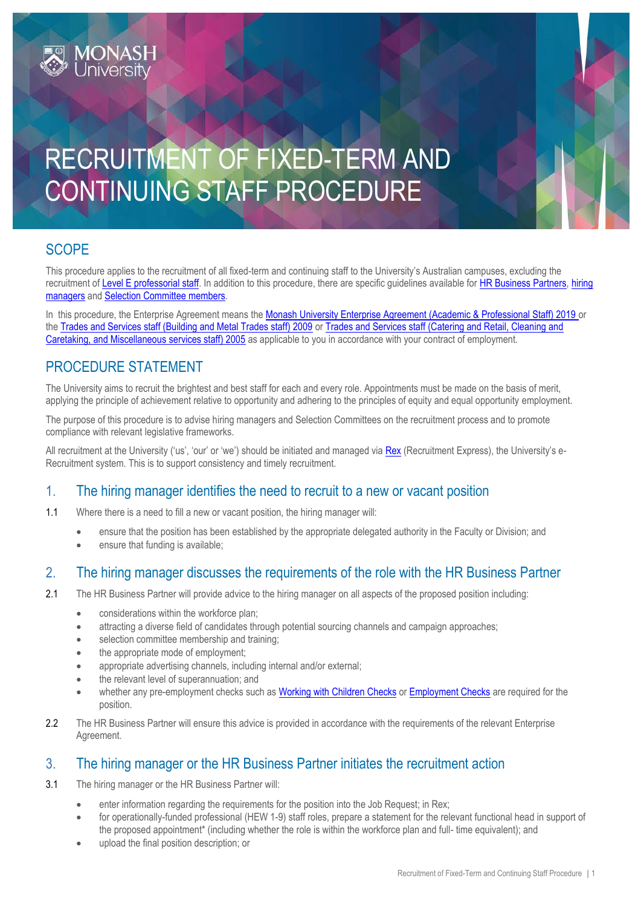# RECRUITMENT OF FIXED-TERM AND CONTINUING STAFF PROCEDURE

## SCOPE

This procedure applies to the recruitment of all fixed-term and continuing staff to the University's Australian campuses, excluding the recruitment of Level E professional staff. In addition to this procedure, there are specific guidelines available for HR Business Partners, hiring managers and Selection Committee members.

In this procedure, the Enterprise Agreement means the Monash University Enterprise Agreement (Academic & Professional Staff) 2019 or the Trades and Services staff (Building and Metal Trades staff) 2009 or Trades and Services staff (Catering and Retail, Cleaning and Caretaking, and Miscellaneous services staff) 2005 as applicable to you in accordance with your contract of employment.

## PROCEDURE STATEMENT

The University aims to recruit the brightest and best staff for each and every role. Appointments must be made on the basis of merit, applying the principle of achievement relative to opportunity and adhering to the principles of equity and equal opportunity employment.

The purpose of this procedure is to advise hiring managers and Selection Committees on the recruitment process and to promote compliance with relevant legislative frameworks.

All recruitment at the University ('us', 'our' or 'we') should be initiated and managed via Rex (Recruitment Express), the University's e-Recruitment system. This is to support consistency and timely recruitment.

### 1. The hiring manager identifies the need to recruit to a new or vacant position

1.1 Where there is a need to fill a new or vacant position, the hiring manager will:

- ensure that the position has been established by the appropriate delegated authority in the Faculty or Division; and
- ensure that funding is available;

### 2. The hiring manager discusses the requirements of the role with the HR Business Partner

2.1 The HR Business Partner will provide advice to the hiring manager on all aspects of the proposed position including:

- considerations within the workforce plan;
- attracting a diverse field of candidates through potential sourcing channels and campaign approaches;
- selection committee membership and training;
- the appropriate mode of employment;
- appropriate advertising channels, including internal and/or external;
- the relevant level of superannuation; and
- whether any pre-employment checks such as Working with Children Checks or Employment Checks are required for the position.

2.2 The HR Business Partner will ensure this advice is provided in accordance with the requirements of the relevant Enterprise Agreement.

### 3. The hiring manager or the HR Business Partner initiates the recruitment action

3.1 The hiring manager or the HR Business Partner will:

- enter information regarding the requirements for the position into the Job Request; in Rex;
- for operationally-funded professional (HEW 1-9) staff roles, prepare a statement for the relevant functional head in support of the proposed appointment* (including whether the role is within the workforce plan and full- time equivalent); and
- upload the final position description; or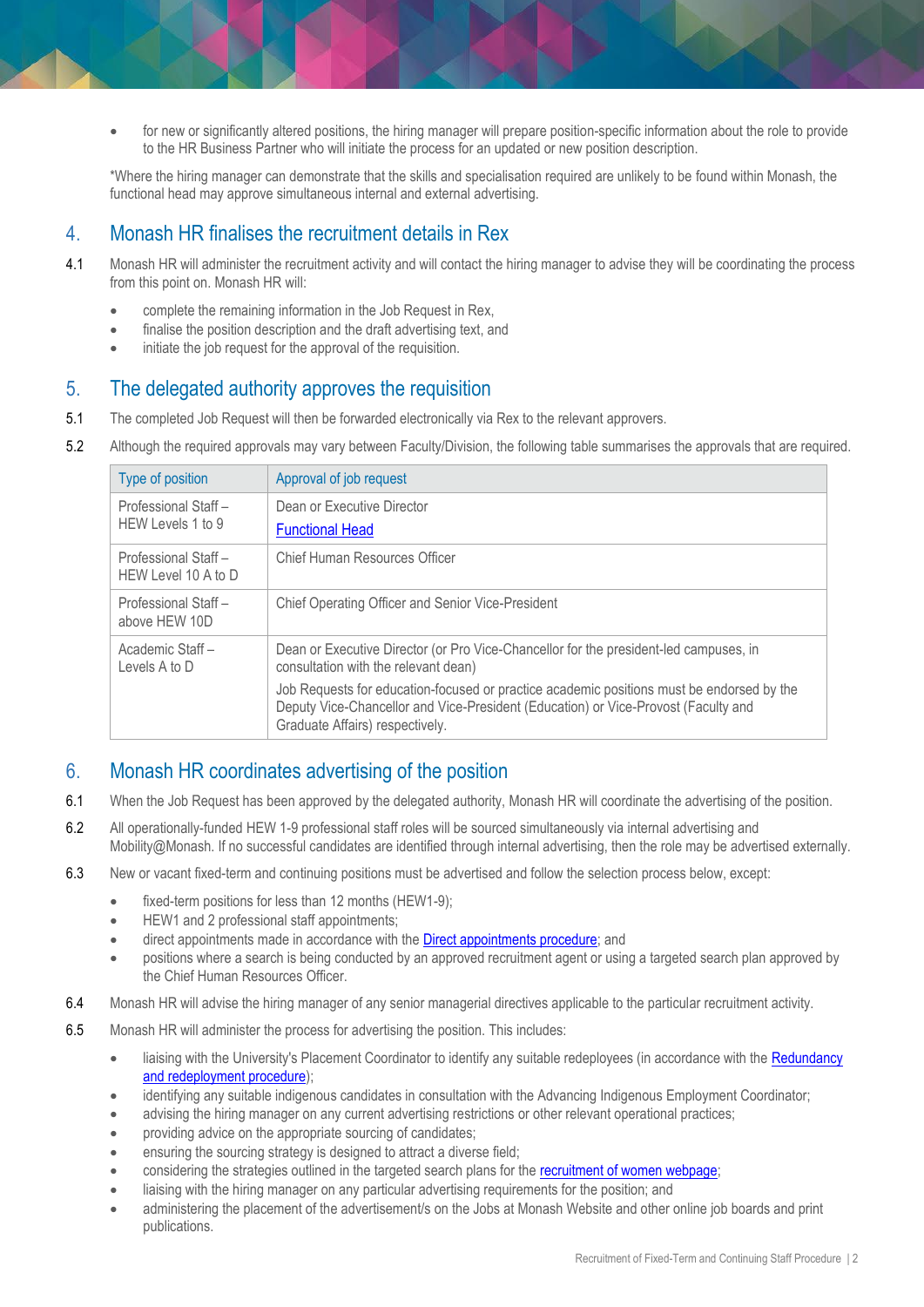- for new or significantly altered positions, the hiring manager will prepare position-specific information about the role to provide to the HR Business Partner who will initiate the process for an updated or new position description.

*Where the hiring manager can demonstrate that the skills and specialisation required are unlikely to be found within Monash, the functional head may approve simultaneous internal and external advertising.

## 4. Monash HR finalises the recruitment details in Rex

4.1 Monash HR will administer the recruitment activity and will contact the hiring manager to advise they will be coordinating the process from this point on. Monash HR will:

- complete the remaining information in the Job Request in Rex,
- finalise the position description and the draft advertising text, and
- initiate the job request for the approval of the requisition.

## 5. The delegated authority approves the requisition

5.1 The completed Job Request will then be forwarded electronically via Rex to the relevant approvers.

5.2 Although the required approvals may vary between Faculty/Division, the following table summarises the approvals that are required.

| Type of position | Approval of job request |
|---|---|
| Professional Staff – HEW Levels 1 to 9 | Dean or Executive Director<br>Functional Head |
| Professional Staff – HEW Level 10 A to D | Chief Human Resources Officer |
| Professional Staff – above HEW 10D | Chief Operating Officer and Senior Vice-President |
| Academic Staff – Levels A to D | Dean or Executive Director (or Pro Vice-Chancellor for the president-led campuses, in consultation with the relevant dean)<br>Job Requests for education-focused or practice academic positions must be endorsed by the Deputy Vice-Chancellor and Vice-President (Education) or Vice-Provost (Faculty and Graduate Affairs) respectively. |

## 6. Monash HR coordinates advertising of the position

6.1 When the Job Request has been approved by the delegated authority, Monash HR will coordinate the advertising of the position.

6.2 All operationally-funded HEW 1-9 professional staff roles will be sourced simultaneously via internal advertising and Mobility@Monash. If no successful candidates are identified through internal advertising, then the role may be advertised externally.

6.3 New or vacant fixed-term and continuing positions must be advertised and follow the selection process below, except:

- fixed-term positions for less than 12 months (HEW1-9);
- HEW1 and 2 professional staff appointments;
- direct appointments made in accordance with the Direct appointments procedure; and
- positions where a search is being conducted by an approved recruitment agent or using a targeted search plan approved by the Chief Human Resources Officer.

6.4 Monash HR will advise the hiring manager of any senior managerial directives applicable to the particular recruitment activity.

6.5 Monash HR will administer the process for advertising the position. This includes:

- liaising with the University's Placement Coordinator to identify any suitable redeployees (in accordance with the Redundancy and redeployment procedure);
- identifying any suitable indigenous candidates in consultation with the Advancing Indigenous Employment Coordinator;
- advising the hiring manager on any current advertising restrictions or other relevant operational practices;
- providing advice on the appropriate sourcing of candidates;
- ensuring the sourcing strategy is designed to attract a diverse field;
- considering the strategies outlined in the targeted search plans for the recruitment of women webpage;
- liaising with the hiring manager on any particular advertising requirements for the position; and
- administering the placement of the advertisement/s on the Jobs at Monash Website and other online job boards and print publications.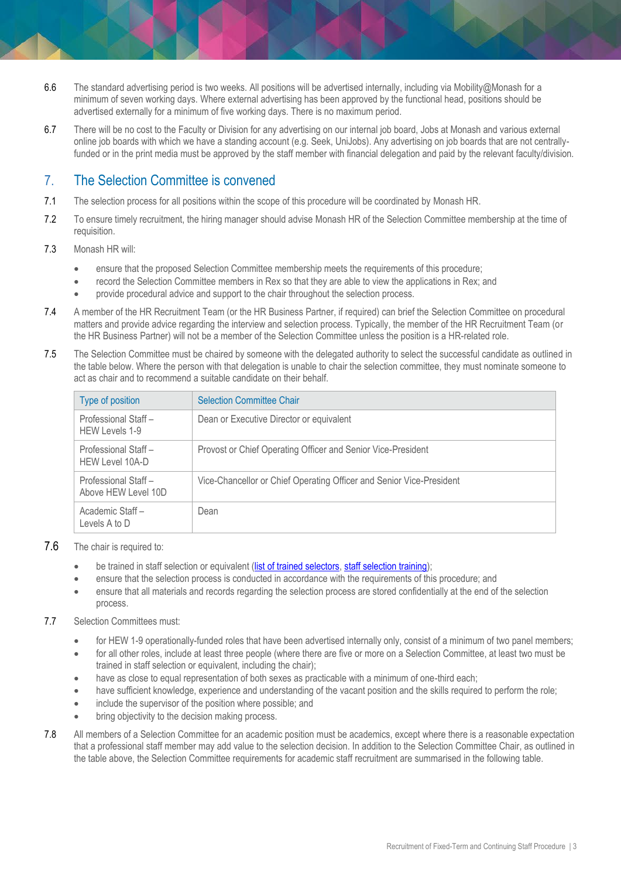6.6 The standard advertising period is two weeks. All positions will be advertised internally, including via Mobility@Monash for a minimum of seven working days. Where external advertising has been approved by the functional head, positions should be advertised externally for a minimum of five working days. There is no maximum period.

6.7 There will be no cost to the Faculty or Division for any advertising on our internal job board, Jobs at Monash and various external online job boards with which we have a standing account (e.g. Seek, UniJobs). Any advertising on job boards that are not centrally-funded or in the print media must be approved by the staff member with financial delegation and paid by the relevant faculty/division.

## 7. The Selection Committee is convened

7.1 The selection process for all positions within the scope of this procedure will be coordinated by Monash HR.

7.2 To ensure timely recruitment, the hiring manager should advise Monash HR of the Selection Committee membership at the time of requisition.

7.3 Monash HR will:

- ensure that the proposed Selection Committee membership meets the requirements of this procedure;
- record the Selection Committee members in Rex so that they are able to view the applications in Rex; and
- provide procedural advice and support to the chair throughout the selection process.

7.4 A member of the HR Recruitment Team (or the HR Business Partner, if required) can brief the Selection Committee on procedural matters and provide advice regarding the interview and selection process. Typically, the member of the HR Recruitment Team (or the HR Business Partner) will not be a member of the Selection Committee unless the position is a HR-related role.

7.5 The Selection Committee must be chaired by someone with the delegated authority to select the successful candidate as outlined in the table below. Where the person with that delegation is unable to chair the selection committee, they must nominate someone to act as chair and to recommend a suitable candidate on their behalf.

| Type of position | Selection Committee Chair |
|---|---|
| Professional Staff – HEW Levels 1-9 | Dean or Executive Director or equivalent |
| Professional Staff – HEW Level 10A-D | Provost or Chief Operating Officer and Senior Vice-President |
| Professional Staff – Above HEW Level 10D | Vice-Chancellor or Chief Operating Officer and Senior Vice-President |
| Academic Staff – Levels A to D | Dean |

7.6 The chair is required to:

- be trained in staff selection or equivalent (list of trained selectors, staff selection training);
- ensure that the selection process is conducted in accordance with the requirements of this procedure; and
- ensure that all materials and records regarding the selection process are stored confidentially at the end of the selection process.

7.7 Selection Committees must:

- for HEW 1-9 operationally-funded roles that have been advertised internally only, consist of a minimum of two panel members;
- for all other roles, include at least three people (where there are five or more on a Selection Committee, at least two must be trained in staff selection or equivalent, including the chair);
- have as close to equal representation of both sexes as practicable with a minimum of one-third each;
- have sufficient knowledge, experience and understanding of the vacant position and the skills required to perform the role;
- include the supervisor of the position where possible; and
- bring objectivity to the decision making process.

7.8 All members of a Selection Committee for an academic position must be academics, except where there is a reasonable expectation that a professional staff member may add value to the selection decision. In addition to the Selection Committee Chair, as outlined in the table above, the Selection Committee requirements for academic staff recruitment are summarised in the following table.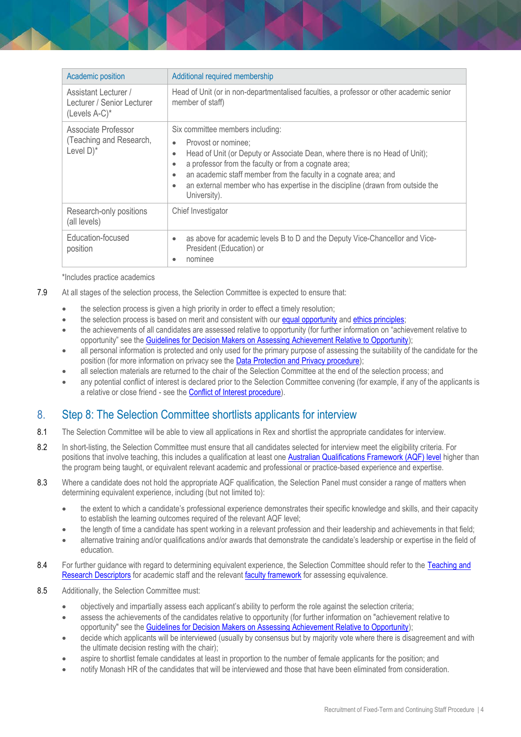| Academic position | Additional required membership |
| --- | --- |
| Assistant Lecturer / Lecturer / Senior Lecturer (Levels A-C)* | Head of Unit (or in non-departmentalised faculties, a professor or other academic senior member of staff) |
| Associate Professor (Teaching and Research, Level D)* | Six committee members including:<br>• Provost or nominee;<br>• Head of Unit (or Deputy or Associate Dean, where there is no Head of Unit);<br>• a professor from the faculty or from a cognate area;<br>• an academic staff member from the faculty in a cognate area; and<br>• an external member who has expertise in the discipline (drawn from outside the University). |
| Research-only positions (all levels) | Chief Investigator |
| Education-focused position | • as above for academic levels B to D and the Deputy Vice-Chancellor and Vice-President (Education) or<br>• nominee |

*Includes practice academics

7.9 At all stages of the selection process, the Selection Committee is expected to ensure that:

- the selection process is given a high priority in order to effect a timely resolution;
- the selection process is based on merit and consistent with our equal opportunity and ethics principles;
- the achievements of all candidates are assessed relative to opportunity (for further information on "achievement relative to opportunity" see the Guidelines for Decision Makers on Assessing Achievement Relative to Opportunity);
- all personal information is protected and only used for the primary purpose of assessing the suitability of the candidate for the position (for more information on privacy see the Data Protection and Privacy procedure);
- all selection materials are returned to the chair of the Selection Committee at the end of the selection process; and
- any potential conflict of interest is declared prior to the Selection Committee convening (for example, if any of the applicants is a relative or close friend - see the Conflict of Interest procedure).

## 8. Step 8: The Selection Committee shortlists applicants for interview

8.1 The Selection Committee will be able to view all applications in Rex and shortlist the appropriate candidates for interview.

8.2 In short-listing, the Selection Committee must ensure that all candidates selected for interview meet the eligibility criteria. For positions that involve teaching, this includes a qualification at least one Australian Qualifications Framework (AQF) level higher than the program being taught, or equivalent relevant academic and professional or practice-based experience and expertise.

8.3 Where a candidate does not hold the appropriate AQF qualification, the Selection Panel must consider a range of matters when determining equivalent experience, including (but not limited to):

- the extent to which a candidate's professional experience demonstrates their specific knowledge and skills, and their capacity to establish the learning outcomes required of the relevant AQF level;
- the length of time a candidate has spent working in a relevant profession and their leadership and achievements in that field;
- alternative training and/or qualifications and/or awards that demonstrate the candidate's leadership or expertise in the field of education.

8.4 For further guidance with regard to determining equivalent experience, the Selection Committee should refer to the Teaching and Research Descriptors for academic staff and the relevant faculty framework for assessing equivalence.

8.5 Additionally, the Selection Committee must:

- objectively and impartially assess each applicant's ability to perform the role against the selection criteria;
- assess the achievements of the candidates relative to opportunity (for further information on "achievement relative to opportunity" see the Guidelines for Decision Makers on Assessing Achievement Relative to Opportunity);
- decide which applicants will be interviewed (usually by consensus but by majority vote where there is disagreement and with the ultimate decision resting with the chair);
- aspire to shortlist female candidates at least in proportion to the number of female applicants for the position; and
- notify Monash HR of the candidates that will be interviewed and those that have been eliminated from consideration.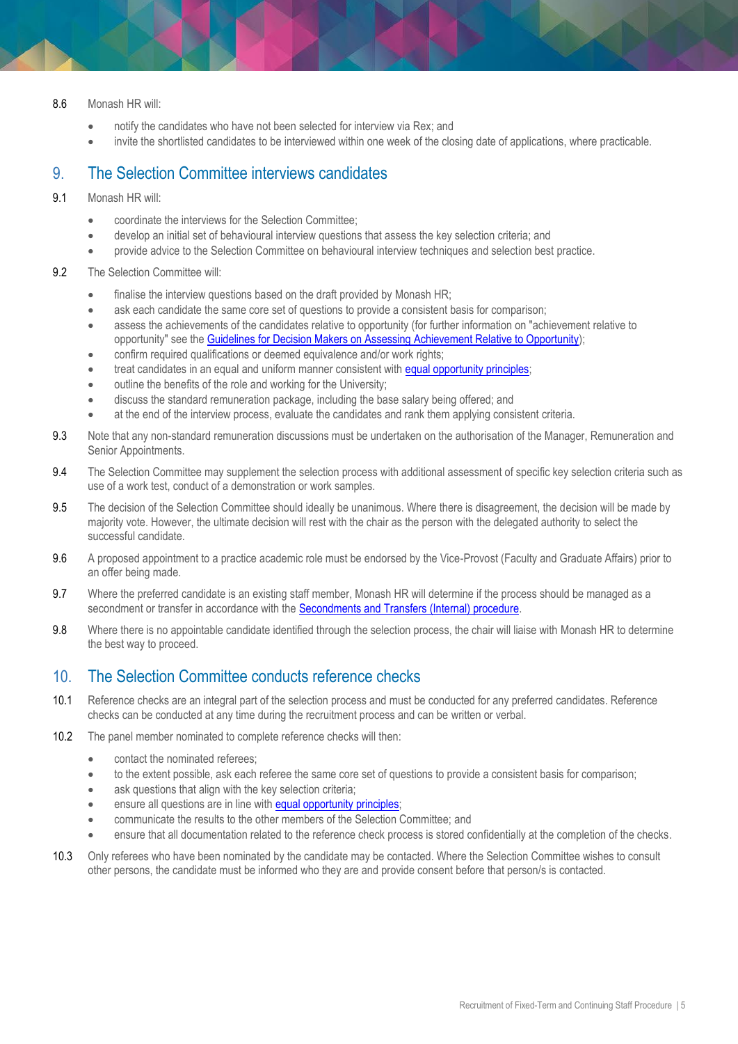8.6 Monash HR will:

- notify the candidates who have not been selected for interview via Rex; and
- invite the shortlisted candidates to be interviewed within one week of the closing date of applications, where practicable.

## 9. The Selection Committee interviews candidates

9.1 Monash HR will:

- coordinate the interviews for the Selection Committee;
- develop an initial set of behavioural interview questions that assess the key selection criteria; and
- provide advice to the Selection Committee on behavioural interview techniques and selection best practice.

9.2 The Selection Committee will:

- finalise the interview questions based on the draft provided by Monash HR;
- ask each candidate the same core set of questions to provide a consistent basis for comparison;
- assess the achievements of the candidates relative to opportunity (for further information on "achievement relative to opportunity" see the Guidelines for Decision Makers on Assessing Achievement Relative to Opportunity);
- confirm required qualifications or deemed equivalence and/or work rights;
- treat candidates in an equal and uniform manner consistent with equal opportunity principles;
- outline the benefits of the role and working for the University;
- discuss the standard remuneration package, including the base salary being offered; and
- at the end of the interview process, evaluate the candidates and rank them applying consistent criteria.

9.3 Note that any non-standard remuneration discussions must be undertaken on the authorisation of the Manager, Remuneration and Senior Appointments.

9.4 The Selection Committee may supplement the selection process with additional assessment of specific key selection criteria such as use of a work test, conduct of a demonstration or work samples.

9.5 The decision of the Selection Committee should ideally be unanimous. Where there is disagreement, the decision will be made by majority vote. However, the ultimate decision will rest with the chair as the person with the delegated authority to select the successful candidate.

9.6 A proposed appointment to a practice academic role must be endorsed by the Vice-Provost (Faculty and Graduate Affairs) prior to an offer being made.

9.7 Where the preferred candidate is an existing staff member, Monash HR will determine if the process should be managed as a secondment or transfer in accordance with the Secondments and Transfers (Internal) procedure.

9.8 Where there is no appointable candidate identified through the selection process, the chair will liaise with Monash HR to determine the best way to proceed.

## 10. The Selection Committee conducts reference checks

10.1 Reference checks are an integral part of the selection process and must be conducted for any preferred candidates. Reference checks can be conducted at any time during the recruitment process and can be written or verbal.

10.2 The panel member nominated to complete reference checks will then:

- contact the nominated referees;
- to the extent possible, ask each referee the same core set of questions to provide a consistent basis for comparison;
- ask questions that align with the key selection criteria;
- ensure all questions are in line with equal opportunity principles;
- communicate the results to the other members of the Selection Committee; and
- ensure that all documentation related to the reference check process is stored confidentially at the completion of the checks.

10.3 Only referees who have been nominated by the candidate may be contacted. Where the Selection Committee wishes to consult other persons, the candidate must be informed who they are and provide consent before that person/s is contacted.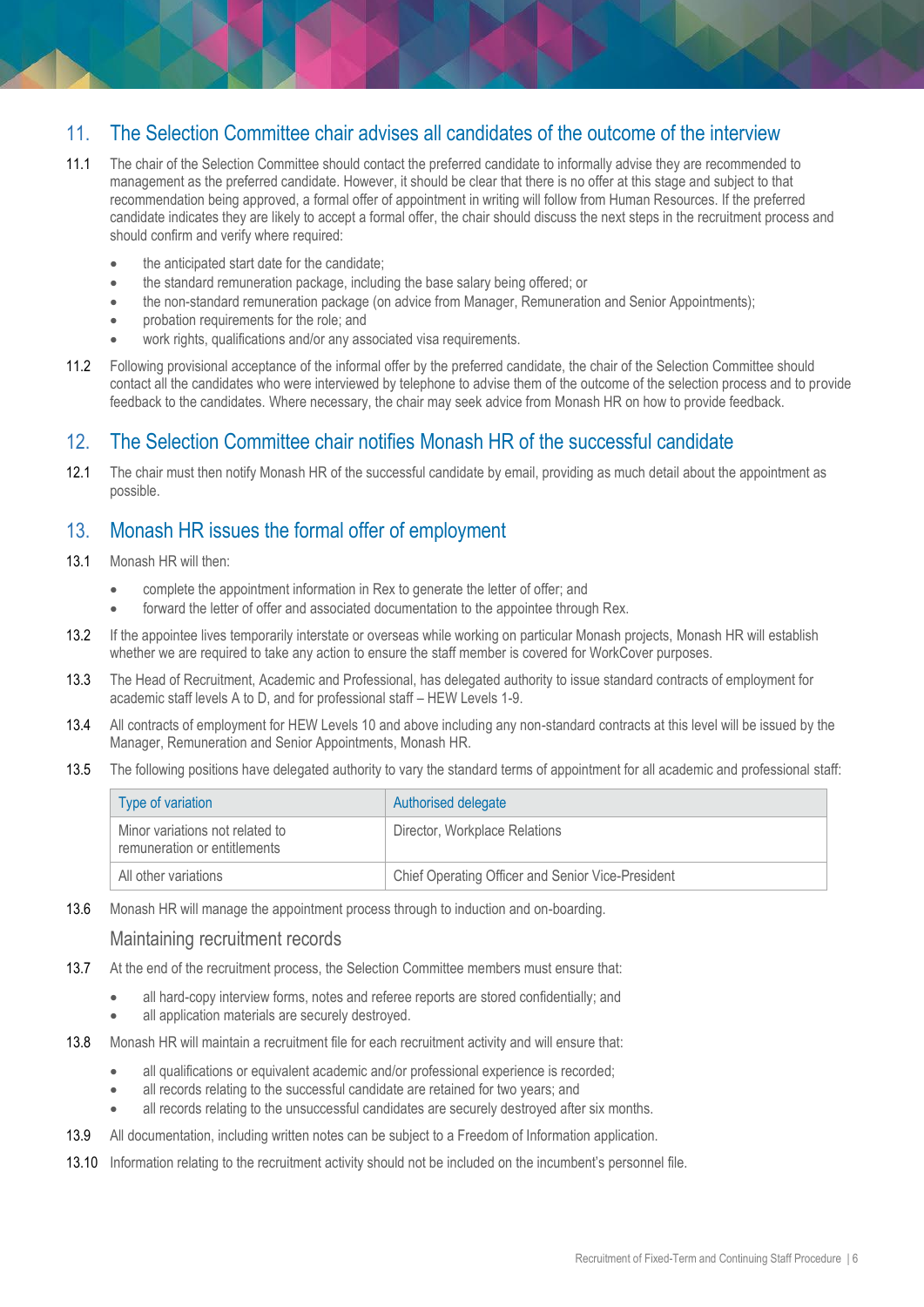## 11. The Selection Committee chair advises all candidates of the outcome of the interview

11.1 The chair of the Selection Committee should contact the preferred candidate to informally advise they are recommended to management as the preferred candidate. However, it should be clear that there is no offer at this stage and subject to that recommendation being approved, a formal offer of appointment in writing will follow from Human Resources. If the preferred candidate indicates they are likely to accept a formal offer, the chair should discuss the next steps in the recruitment process and should confirm and verify where required:

- the anticipated start date for the candidate;
- the standard remuneration package, including the base salary being offered; or
- the non-standard remuneration package (on advice from Manager, Remuneration and Senior Appointments);
- probation requirements for the role; and
- work rights, qualifications and/or any associated visa requirements.

11.2 Following provisional acceptance of the informal offer by the preferred candidate, the chair of the Selection Committee should contact all the candidates who were interviewed by telephone to advise them of the outcome of the selection process and to provide feedback to the candidates. Where necessary, the chair may seek advice from Monash HR on how to provide feedback.

## 12. The Selection Committee chair notifies Monash HR of the successful candidate

12.1 The chair must then notify Monash HR of the successful candidate by email, providing as much detail about the appointment as possible.

## 13. Monash HR issues the formal offer of employment

13.1 Monash HR will then:

- complete the appointment information in Rex to generate the letter of offer; and
- forward the letter of offer and associated documentation to the appointee through Rex.

13.2 If the appointee lives temporarily interstate or overseas while working on particular Monash projects, Monash HR will establish whether we are required to take any action to ensure the staff member is covered for WorkCover purposes.

13.3 The Head of Recruitment, Academic and Professional, has delegated authority to issue standard contracts of employment for academic staff levels A to D, and for professional staff – HEW Levels 1-9.

13.4 All contracts of employment for HEW Levels 10 and above including any non-standard contracts at this level will be issued by the Manager, Remuneration and Senior Appointments, Monash HR.

13.5 The following positions have delegated authority to vary the standard terms of appointment for all academic and professional staff:

| Type of variation | Authorised delegate |
|---|---|
| Minor variations not related to remuneration or entitlements | Director, Workplace Relations |
| All other variations | Chief Operating Officer and Senior Vice-President |

13.6 Monash HR will manage the appointment process through to induction and on-boarding.

### Maintaining recruitment records

13.7 At the end of the recruitment process, the Selection Committee members must ensure that:

- all hard-copy interview forms, notes and referee reports are stored confidentially; and
- all application materials are securely destroyed.

13.8 Monash HR will maintain a recruitment file for each recruitment activity and will ensure that:

- all qualifications or equivalent academic and/or professional experience is recorded;
- all records relating to the successful candidate are retained for two years; and
- all records relating to the unsuccessful candidates are securely destroyed after six months.

13.9 All documentation, including written notes can be subject to a Freedom of Information application.

13.10 Information relating to the recruitment activity should not be included on the incumbent's personnel file.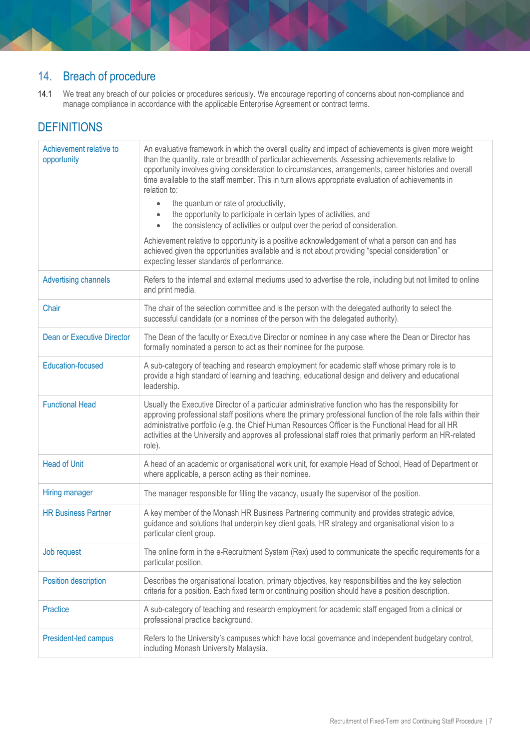## 14. Breach of procedure

14.1 We treat any breach of our policies or procedures seriously. We encourage reporting of concerns about non-compliance and manage compliance in accordance with the applicable Enterprise Agreement or contract terms.

## DEFINITIONS

| Term | Definition |
|---|---|
| Achievement relative to opportunity | An evaluative framework in which the overall quality and impact of achievements is given more weight than the quantity, rate or breadth of particular achievements. Assessing achievements relative to opportunity involves giving consideration to circumstances, arrangements, career histories and overall time available to the staff member. This in turn allows appropriate evaluation of achievements in relation to:<br>• the quantum or rate of productivity,<br>• the opportunity to participate in certain types of activities, and<br>• the consistency of activities or output over the period of consideration.<br><br>Achievement relative to opportunity is a positive acknowledgement of what a person can and has achieved given the opportunities available and is not about providing "special consideration" or expecting lesser standards of performance. |
| Advertising channels | Refers to the internal and external mediums used to advertise the role, including but not limited to online and print media. |
| Chair | The chair of the selection committee and is the person with the delegated authority to select the successful candidate (or a nominee of the person with the delegated authority). |
| Dean or Executive Director | The Dean of the faculty or Executive Director or nominee in any case where the Dean or Director has formally nominated a person to act as their nominee for the purpose. |
| Education-focused | A sub-category of teaching and research employment for academic staff whose primary role is to provide a high standard of learning and teaching, educational design and delivery and educational leadership. |
| Functional Head | Usually the Executive Director of a particular administrative function who has the responsibility for approving professional staff positions where the primary professional function of the role falls within their administrative portfolio (e.g. the Chief Human Resources Officer is the Functional Head for all HR activities at the University and approves all professional staff roles that primarily perform an HR-related role). |
| Head of Unit | A head of an academic or organisational work unit, for example Head of School, Head of Department or where applicable, a person acting as their nominee. |
| Hiring manager | The manager responsible for filling the vacancy, usually the supervisor of the position. |
| HR Business Partner | A key member of the Monash HR Business Partnering community and provides strategic advice, guidance and solutions that underpin key client goals, HR strategy and organisational vision to a particular client group. |
| Job request | The online form in the e-Recruitment System (Rex) used to communicate the specific requirements for a particular position. |
| Position description | Describes the organisational location, primary objectives, key responsibilities and the key selection criteria for a position. Each fixed term or continuing position should have a position description. |
| Practice | A sub-category of teaching and research employment for academic staff engaged from a clinical or professional practice background. |
| President-led campus | Refers to the University's campuses which have local governance and independent budgetary control, including Monash University Malaysia. |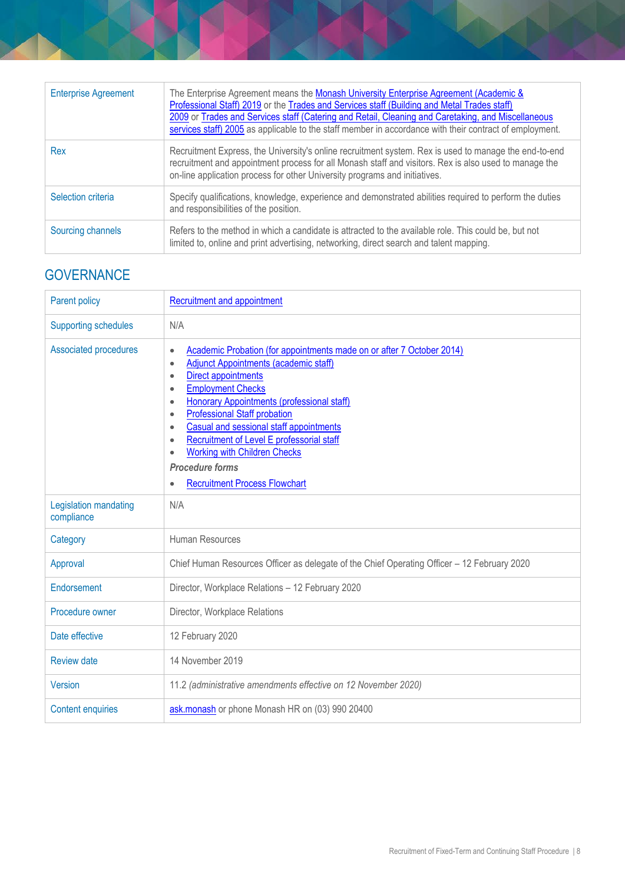| | |
|---|---|
| Enterprise Agreement | The Enterprise Agreement means the Monash University Enterprise Agreement (Academic & Professional Staff) 2019 or the Trades and Services staff (Building and Metal Trades staff) 2009 or Trades and Services staff (Catering and Retail, Cleaning and Caretaking, and Miscellaneous services staff) 2005 as applicable to the staff member in accordance with their contract of employment. |
| Rex | Recruitment Express, the University's online recruitment system. Rex is used to manage the end-to-end recruitment and appointment process for all Monash staff and visitors. Rex is also used to manage the on-line application process for other University programs and initiatives. |
| Selection criteria | Specify qualifications, knowledge, experience and demonstrated abilities required to perform the duties and responsibilities of the position. |
| Sourcing channels | Refers to the method in which a candidate is attracted to the available role. This could be, but not limited to, online and print advertising, networking, direct search and talent mapping. |

## GOVERNANCE

| | |
|---|---|
| Parent policy | Recruitment and appointment |
| Supporting schedules | N/A |
| Associated procedures | • Academic Probation (for appointments made on or after 7 October 2014)<br>• Adjunct Appointments (academic staff)<br>• Direct appointments<br>• Employment Checks<br>• Honorary Appointments (professional staff)<br>• Professional Staff probation<br>• Casual and sessional staff appointments<br>• Recruitment of Level E professorial staff<br>• Working with Children Checks<br>***Procedure forms***<br>• Recruitment Process Flowchart |
| Legislation mandating compliance | N/A |
| Category | Human Resources |
| Approval | Chief Human Resources Officer as delegate of the Chief Operating Officer – 12 February 2020 |
| Endorsement | Director, Workplace Relations – 12 February 2020 |
| Procedure owner | Director, Workplace Relations |
| Date effective | 12 February 2020 |
| Review date | 14 November 2019 |
| Version | 11.2 *(administrative amendments effective on 12 November 2020)* |
| Content enquiries | ask.monash or phone Monash HR on (03) 990 20400 |